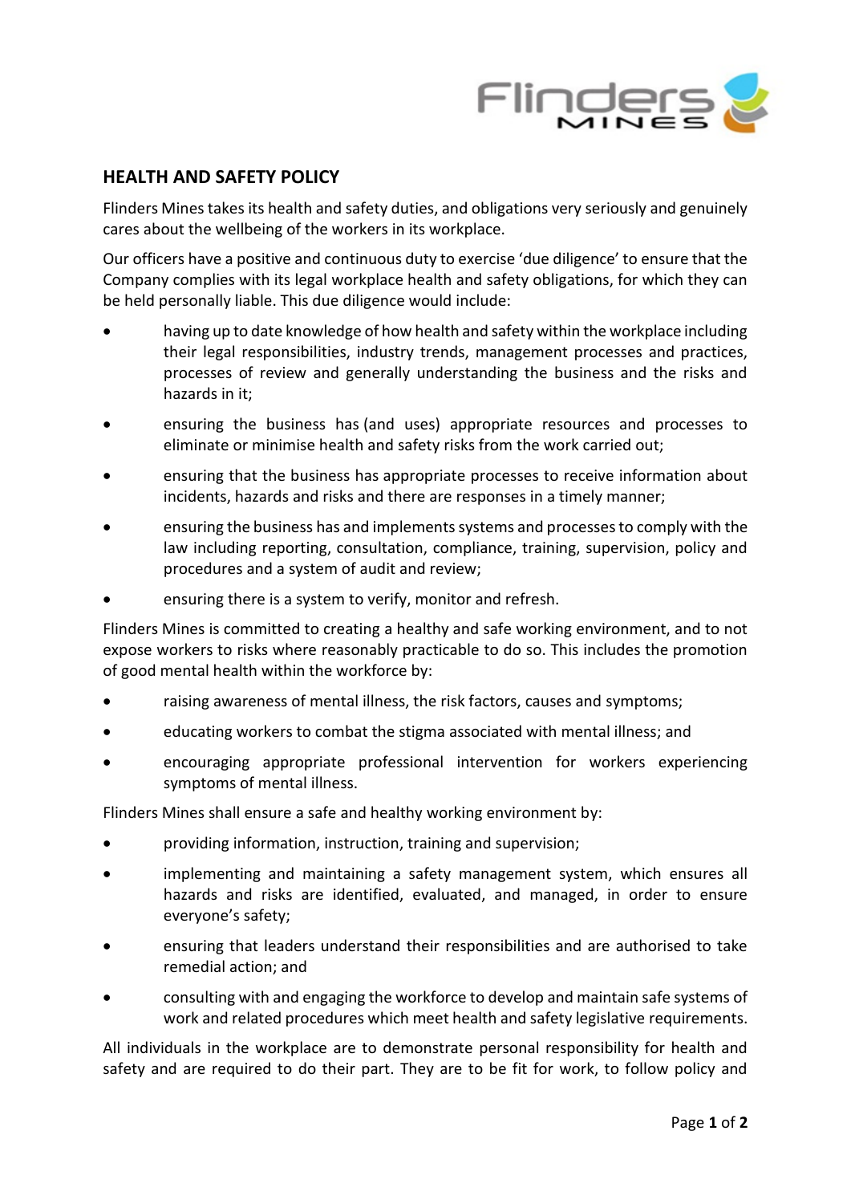## HEALTH AND SAFETY POLICY

Flinders Mines takes its health and safety duties, and obligations very seriously and genuinely cares about the wellbeing of the workers in its workplace.

Our officers have a positive and continuous duty to exercise 'due diligence' to ensure that the Company complies with its legal workplace health and safety obligations, for which they can be held personally liable. This due diligence would include:

- having up to date knowledge of how health and safety within the workplace including their legal responsibilities, industry trends, management processes and practices, processes of review and generally understanding the business and the risks and hazards in it;
- ensuring the business has (and uses) appropriate resources and processes to eliminate or minimise health and safety risks from the work carried out;
- ensuring that the business has appropriate processes to receive information about incidents, hazards and risks and there are responses in a timely manner;
- ensuring the business has and implements systems and processes to comply with the law including reporting, consultation, compliance, training, supervision, policy and procedures and a system of audit and review;
- ensuring there is a system to verify, monitor and refresh.

Flinders Mines is committed to creating a healthy and safe working environment, and to not expose workers to risks where reasonably practicable to do so. This includes the promotion of good mental health within the workforce by:

- raising awareness of mental illness, the risk factors, causes and symptoms;
- educating workers to combat the stigma associated with mental illness; and
- encouraging appropriate professional intervention for workers experiencing symptoms of mental illness.

Flinders Mines shall ensure a safe and healthy working environment by:

- providing information, instruction, training and supervision;
- implementing and maintaining a safety management system, which ensures all hazards and risks are identified, evaluated, and managed, in order to ensure everyone's safety;
- ensuring that leaders understand their responsibilities and are authorised to take remedial action; and
- consulting with and engaging the workforce to develop and maintain safe systems of work and related procedures which meet health and safety legislative requirements.

All individuals in the workplace are to demonstrate personal responsibility for health and safety and are required to do their part. They are to be fit for work, to follow policy and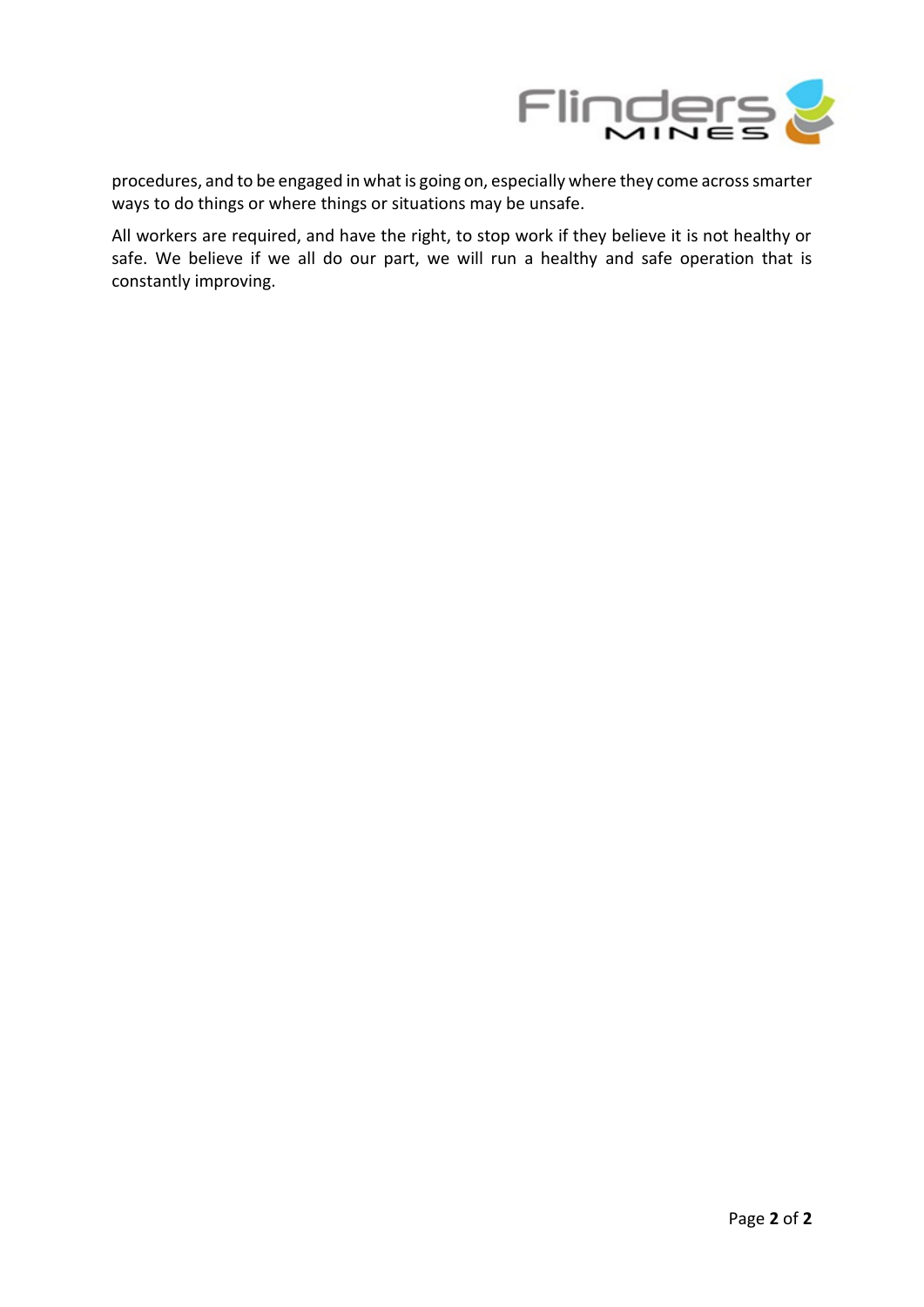procedures, and to be engaged in what is going on, especially where they come across smarter ways to do things or where things or situations may be unsafe.

All workers are required, and have the right, to stop work if they believe it is not healthy or safe. We believe if we all do our part, we will run a healthy and safe operation that is constantly improving.